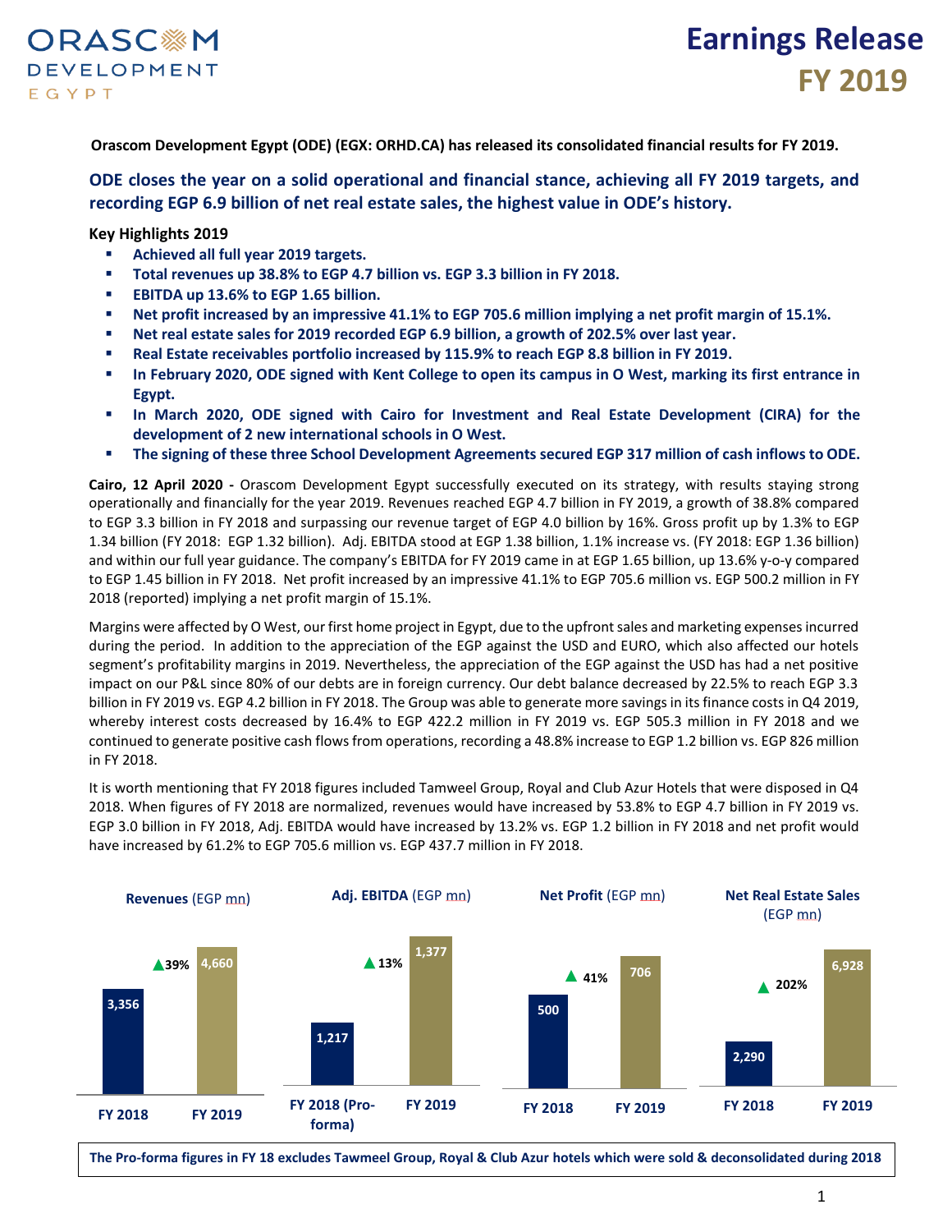# Earnings Release FY 2019

**Orascom Development Egypt (ODE) (EGX: ORHD.CA) has released its consolidated financial results for FY 2019.**

## ODE closes the year on a solid operational and financial stance, achieving all FY 2019 targets, and recording EGP 6.9 billion of net real estate sales, the highest value in ODE's history.

**Key Highlights 2019**

- **Achieved all full year 2019 targets.**
- **Total revenues up 38.8% to EGP 4.7 billion vs. EGP 3.3 billion in FY 2018.**
- **EBITDA up 13.6% to EGP 1.65 billion.**
- **Net profit increased by an impressive 41.1% to EGP 705.6 million implying a net profit margin of 15.1%.**
- **Net real estate sales for 2019 recorded EGP 6.9 billion, a growth of 202.5% over last year.**
- **Real Estate receivables portfolio increased by 115.9% to reach EGP 8.8 billion in FY 2019.**
- **In February 2020, ODE signed with Kent College to open its campus in O West, marking its first entrance in Egypt.**
- **In March 2020, ODE signed with Cairo for Investment and Real Estate Development (CIRA) for the development of 2 new international schools in O West.**
- **The signing of these three School Development Agreements secured EGP 317 million of cash inflows to ODE.**

**Cairo, 12 April 2020 -** Orascom Development Egypt successfully executed on its strategy, with results staying strong operationally and financially for the year 2019. Revenues reached EGP 4.7 billion in FY 2019, a growth of 38.8% compared to EGP 3.3 billion in FY 2018 and surpassing our revenue target of EGP 4.0 billion by 16%. Gross profit up by 1.3% to EGP 1.34 billion (FY 2018: EGP 1.32 billion). Adj. EBITDA stood at EGP 1.38 billion, 1.1% increase vs. (FY 2018: EGP 1.36 billion) and within our full year guidance. The company's EBITDA for FY 2019 came in at EGP 1.65 billion, up 13.6% y-o-y compared to EGP 1.45 billion in FY 2018. Net profit increased by an impressive 41.1% to EGP 705.6 million vs. EGP 500.2 million in FY 2018 (reported) implying a net profit margin of 15.1%.

Margins were affected by O West, our first home project in Egypt, due to the upfront sales and marketing expenses incurred during the period. In addition to the appreciation of the EGP against the USD and EURO, which also affected our hotels segment's profitability margins in 2019. Nevertheless, the appreciation of the EGP against the USD has had a net positive impact on our P&L since 80% of our debts are in foreign currency. Our debt balance decreased by 22.5% to reach EGP 3.3 billion in FY 2019 vs. EGP 4.2 billion in FY 2018. The Group was able to generate more savings in its finance costs in Q4 2019, whereby interest costs decreased by 16.4% to EGP 422.2 million in FY 2019 vs. EGP 505.3 million in FY 2018 and we continued to generate positive cash flows from operations, recording a 48.8% increase to EGP 1.2 billion vs. EGP 826 million in FY 2018.

It is worth mentioning that FY 2018 figures included Tamweel Group, Royal and Club Azur Hotels that were disposed in Q4 2018. When figures of FY 2018 are normalized, revenues would have increased by 53.8% to EGP 4.7 billion in FY 2019 vs. EGP 3.0 billion in FY 2018, Adj. EBITDA would have increased by 13.2% vs. EGP 1.2 billion in FY 2018 and net profit would have increased by 61.2% to EGP 705.6 million vs. EGP 437.7 million in FY 2018.

| | FY 2018 | FY 2019 | Change |
|---|---|---|---|
| **Revenues** (EGP mn) | 3,356 | 4,660 | ▲39% |
| **Adj. EBITDA** (EGP mn) | 1,217 (FY 2018 Pro-forma) | 1,377 | ▲13% |
| **Net Profit** (EGP mn) | 500 | 706 | ▲41% |
| **Net Real Estate Sales** (EGP mn) | 2,290 | 6,928 | ▲202% |

**The Pro-forma figures in FY 18 excludes Tamweel Group, Royal & Club Azur hotels which were sold & deconsolidated during 2018**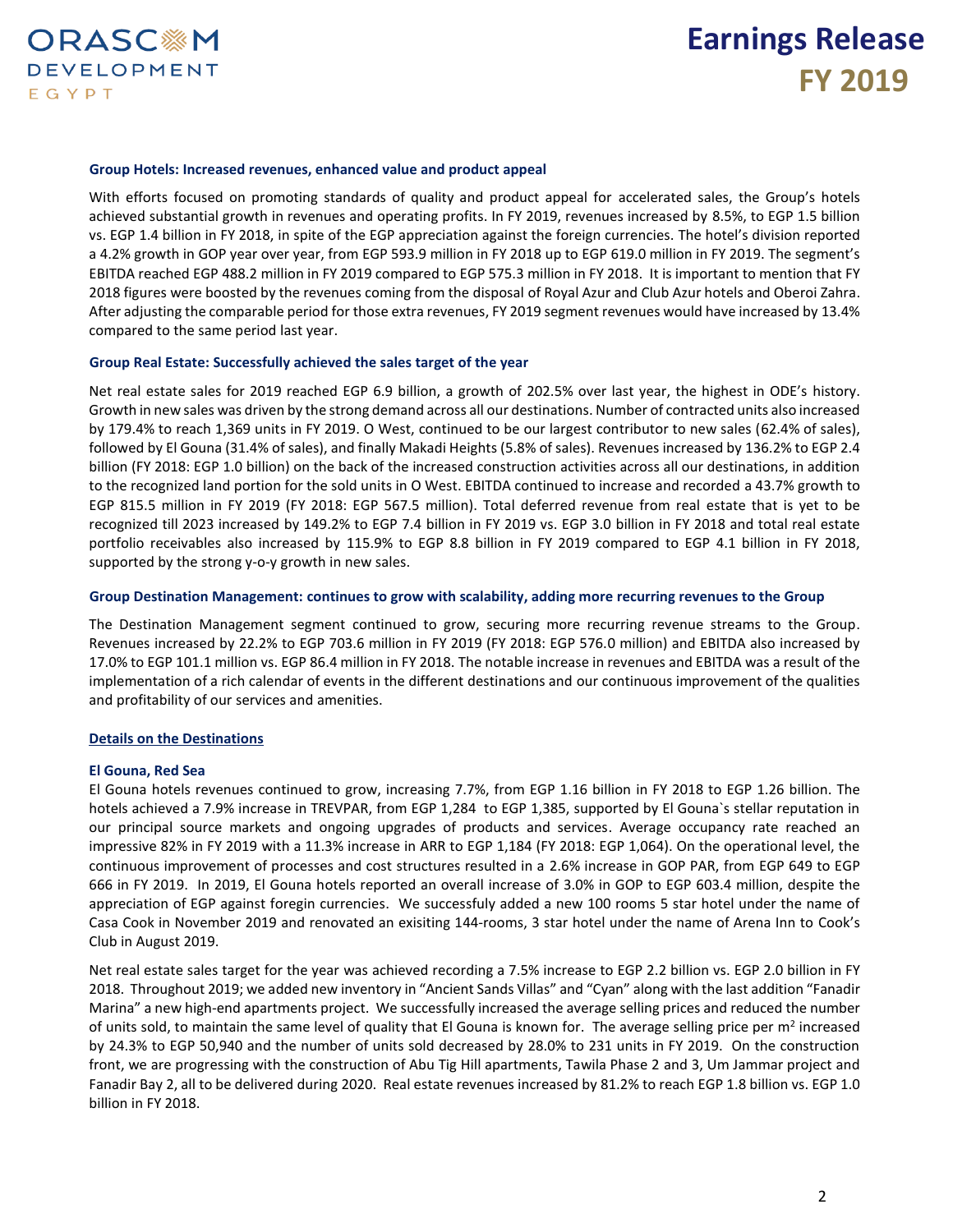#### Group Hotels: Increased revenues, enhanced value and product appeal

With efforts focused on promoting standards of quality and product appeal for accelerated sales, the Group's hotels achieved substantial growth in revenues and operating profits. In FY 2019, revenues increased by 8.5%, to EGP 1.5 billion vs. EGP 1.4 billion in FY 2018, in spite of the EGP appreciation against the foreign currencies. The hotel's division reported a 4.2% growth in GOP year over year, from EGP 593.9 million in FY 2018 up to EGP 619.0 million in FY 2019. The segment's EBITDA reached EGP 488.2 million in FY 2019 compared to EGP 575.3 million in FY 2018. It is important to mention that FY 2018 figures were boosted by the revenues coming from the disposal of Royal Azur and Club Azur hotels and Oberoi Zahra. After adjusting the comparable period for those extra revenues, FY 2019 segment revenues would have increased by 13.4% compared to the same period last year.

#### Group Real Estate: Successfully achieved the sales target of the year

Net real estate sales for 2019 reached EGP 6.9 billion, a growth of 202.5% over last year, the highest in ODE's history. Growth in new sales was driven by the strong demand across all our destinations. Number of contracted units also increased by 179.4% to reach 1,369 units in FY 2019. O West, continued to be our largest contributor to new sales (62.4% of sales), followed by El Gouna (31.4% of sales), and finally Makadi Heights (5.8% of sales). Revenues increased by 136.2% to EGP 2.4 billion (FY 2018: EGP 1.0 billion) on the back of the increased construction activities across all our destinations, in addition to the recognized land portion for the sold units in O West. EBITDA continued to increase and recorded a 43.7% growth to EGP 815.5 million in FY 2019 (FY 2018: EGP 567.5 million). Total deferred revenue from real estate that is yet to be recognized till 2023 increased by 149.2% to EGP 7.4 billion in FY 2019 vs. EGP 3.0 billion in FY 2018 and total real estate portfolio receivables also increased by 115.9% to EGP 8.8 billion in FY 2019 compared to EGP 4.1 billion in FY 2018, supported by the strong y-o-y growth in new sales.

#### Group Destination Management: continues to grow with scalability, adding more recurring revenues to the Group

The Destination Management segment continued to grow, securing more recurring revenue streams to the Group. Revenues increased by 22.2% to EGP 703.6 million in FY 2019 (FY 2018: EGP 576.0 million) and EBITDA also increased by 17.0% to EGP 101.1 million vs. EGP 86.4 million in FY 2018. The notable increase in revenues and EBITDA was a result of the implementation of a rich calendar of events in the different destinations and our continuous improvement of the qualities and profitability of our services and amenities.

### Details on the Destinations

#### El Gouna, Red Sea

El Gouna hotels revenues continued to grow, increasing 7.7%, from EGP 1.16 billion in FY 2018 to EGP 1.26 billion. The hotels achieved a 7.9% increase in TREVPAR, from EGP 1,284 to EGP 1,385, supported by El Gouna`s stellar reputation in our principal source markets and ongoing upgrades of products and services. Average occupancy rate reached an impressive 82% in FY 2019 with a 11.3% increase in ARR to EGP 1,184 (FY 2018: EGP 1,064). On the operational level, the continuous improvement of processes and cost structures resulted in a 2.6% increase in GOP PAR, from EGP 649 to EGP 666 in FY 2019. In 2019, El Gouna hotels reported an overall increase of 3.0% in GOP to EGP 603.4 million, despite the appreciation of EGP against foregin currencies. We successfuly added a new 100 rooms 5 star hotel under the name of Casa Cook in November 2019 and renovated an exisiting 144-rooms, 3 star hotel under the name of Arena Inn to Cook's Club in August 2019.

Net real estate sales target for the year was achieved recording a 7.5% increase to EGP 2.2 billion vs. EGP 2.0 billion in FY 2018. Throughout 2019; we added new inventory in "Ancient Sands Villas" and "Cyan" along with the last addition "Fanadir Marina" a new high-end apartments project. We successfully increased the average selling prices and reduced the number of units sold, to maintain the same level of quality that El Gouna is known for. The average selling price per $m^2$ increased by 24.3% to EGP 50,940 and the number of units sold decreased by 28.0% to 231 units in FY 2019. On the construction front, we are progressing with the construction of Abu Tig Hill apartments, Tawila Phase 2 and 3, Um Jammar project and Fanadir Bay 2, all to be delivered during 2020. Real estate revenues increased by 81.2% to reach EGP 1.8 billion vs. EGP 1.0 billion in FY 2018.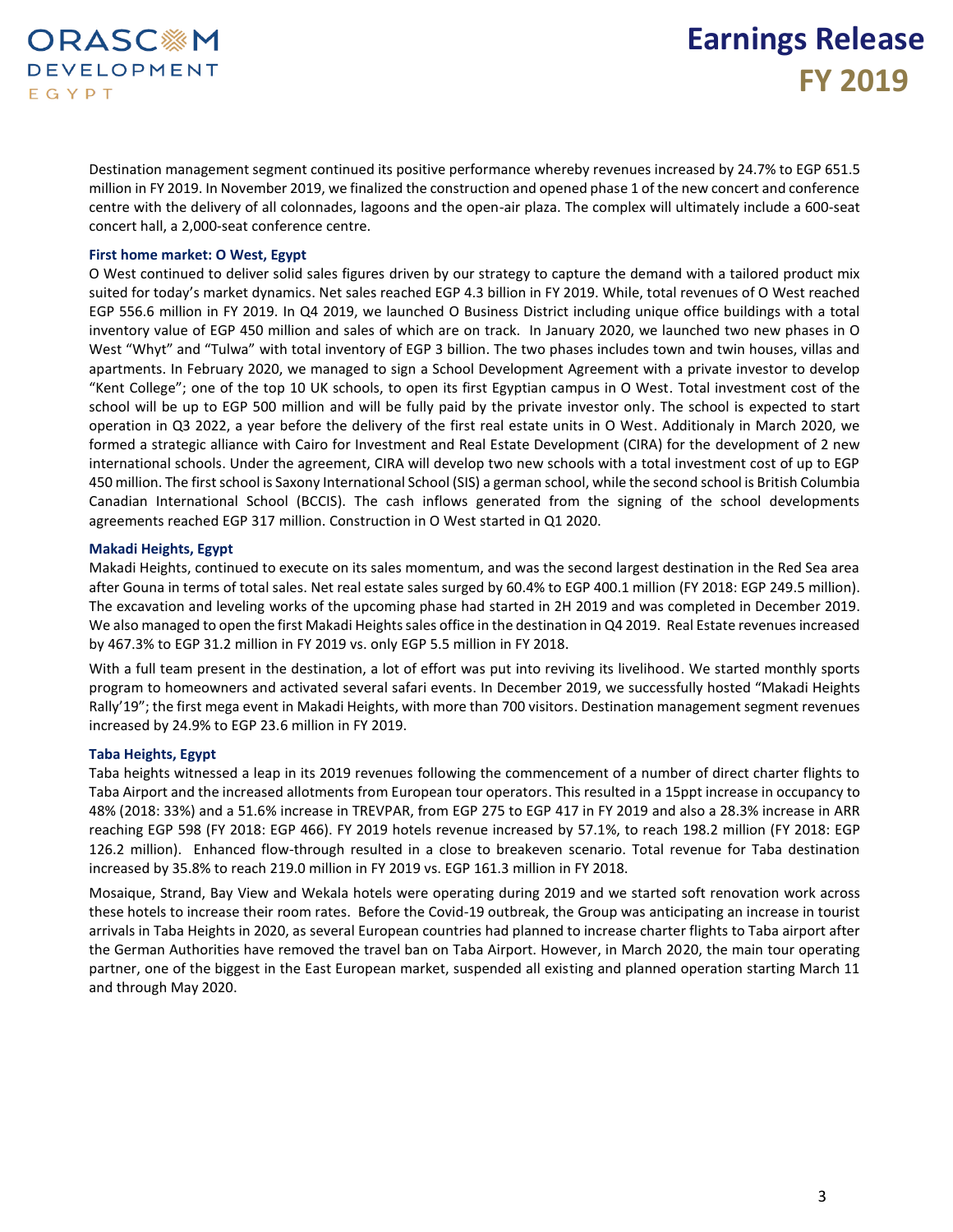Destination management segment continued its positive performance whereby revenues increased by 24.7% to EGP 651.5 million in FY 2019. In November 2019, we finalized the construction and opened phase 1 of the new concert and conference centre with the delivery of all colonnades, lagoons and the open-air plaza. The complex will ultimately include a 600-seat concert hall, a 2,000-seat conference centre.

**First home market: O West, Egypt**

O West continued to deliver solid sales figures driven by our strategy to capture the demand with a tailored product mix suited for today's market dynamics. Net sales reached EGP 4.3 billion in FY 2019. While, total revenues of O West reached EGP 556.6 million in FY 2019. In Q4 2019, we launched O Business District including unique office buildings with a total inventory value of EGP 450 million and sales of which are on track. In January 2020, we launched two new phases in O West "Whyt" and "Tulwa" with total inventory of EGP 3 billion. The two phases includes town and twin houses, villas and apartments. In February 2020, we managed to sign a School Development Agreement with a private investor to develop "Kent College"; one of the top 10 UK schools, to open its first Egyptian campus in O West. Total investment cost of the school will be up to EGP 500 million and will be fully paid by the private investor only. The school is expected to start operation in Q3 2022, a year before the delivery of the first real estate units in O West. Additionaly in March 2020, we formed a strategic alliance with Cairo for Investment and Real Estate Development (CIRA) for the development of 2 new international schools. Under the agreement, CIRA will develop two new schools with a total investment cost of up to EGP 450 million. The first school is Saxony International School (SIS) a german school, while the second school is British Columbia Canadian International School (BCCIS). The cash inflows generated from the signing of the school developments agreements reached EGP 317 million. Construction in O West started in Q1 2020.

**Makadi Heights, Egypt**

Makadi Heights, continued to execute on its sales momentum, and was the second largest destination in the Red Sea area after Gouna in terms of total sales. Net real estate sales surged by 60.4% to EGP 400.1 million (FY 2018: EGP 249.5 million). The excavation and leveling works of the upcoming phase had started in 2H 2019 and was completed in December 2019. We also managed to open the first Makadi Heights sales office in the destination in Q4 2019. Real Estate revenues increased by 467.3% to EGP 31.2 million in FY 2019 vs. only EGP 5.5 million in FY 2018.

With a full team present in the destination, a lot of effort was put into reviving its livelihood. We started monthly sports program to homeowners and activated several safari events. In December 2019, we successfully hosted "Makadi Heights Rally'19"; the first mega event in Makadi Heights, with more than 700 visitors. Destination management segment revenues increased by 24.9% to EGP 23.6 million in FY 2019.

**Taba Heights, Egypt**

Taba heights witnessed a leap in its 2019 revenues following the commencement of a number of direct charter flights to Taba Airport and the increased allotments from European tour operators. This resulted in a 15ppt increase in occupancy to 48% (2018: 33%) and a 51.6% increase in TREVPAR, from EGP 275 to EGP 417 in FY 2019 and also a 28.3% increase in ARR reaching EGP 598 (FY 2018: EGP 466). FY 2019 hotels revenue increased by 57.1%, to reach 198.2 million (FY 2018: EGP 126.2 million). Enhanced flow-through resulted in a close to breakeven scenario. Total revenue for Taba destination increased by 35.8% to reach 219.0 million in FY 2019 vs. EGP 161.3 million in FY 2018.

Mosaique, Strand, Bay View and Wekala hotels were operating during 2019 and we started soft renovation work across these hotels to increase their room rates. Before the Covid-19 outbreak, the Group was anticipating an increase in tourist arrivals in Taba Heights in 2020, as several European countries had planned to increase charter flights to Taba airport after the German Authorities have removed the travel ban on Taba Airport. However, in March 2020, the main tour operating partner, one of the biggest in the East European market, suspended all existing and planned operation starting March 11 and through May 2020.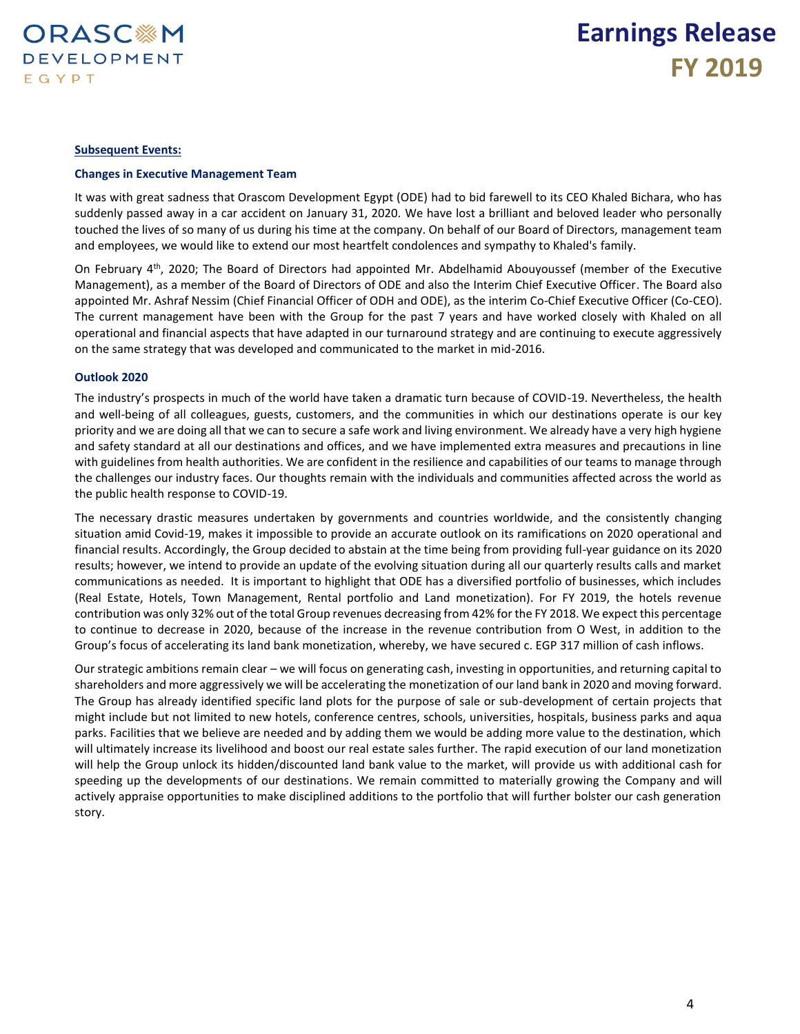**Subsequent Events:**

**Changes in Executive Management Team**

It was with great sadness that Orascom Development Egypt (ODE) had to bid farewell to its CEO Khaled Bichara, who has suddenly passed away in a car accident on January 31, 2020. We have lost a brilliant and beloved leader who personally touched the lives of so many of us during his time at the company. On behalf of our Board of Directors, management team and employees, we would like to extend our most heartfelt condolences and sympathy to Khaled's family.

On February 4th, 2020; The Board of Directors had appointed Mr. Abdelhamid Abouyoussef (member of the Executive Management), as a member of the Board of Directors of ODE and also the Interim Chief Executive Officer. The Board also appointed Mr. Ashraf Nessim (Chief Financial Officer of ODH and ODE), as the interim Co-Chief Executive Officer (Co-CEO). The current management have been with the Group for the past 7 years and have worked closely with Khaled on all operational and financial aspects that have adapted in our turnaround strategy and are continuing to execute aggressively on the same strategy that was developed and communicated to the market in mid-2016.

**Outlook 2020**

The industry's prospects in much of the world have taken a dramatic turn because of COVID-19. Nevertheless, the health and well-being of all colleagues, guests, customers, and the communities in which our destinations operate is our key priority and we are doing all that we can to secure a safe work and living environment. We already have a very high hygiene and safety standard at all our destinations and offices, and we have implemented extra measures and precautions in line with guidelines from health authorities. We are confident in the resilience and capabilities of our teams to manage through the challenges our industry faces. Our thoughts remain with the individuals and communities affected across the world as the public health response to COVID-19.

The necessary drastic measures undertaken by governments and countries worldwide, and the consistently changing situation amid Covid-19, makes it impossible to provide an accurate outlook on its ramifications on 2020 operational and financial results. Accordingly, the Group decided to abstain at the time being from providing full-year guidance on its 2020 results; however, we intend to provide an update of the evolving situation during all our quarterly results calls and market communications as needed. It is important to highlight that ODE has a diversified portfolio of businesses, which includes (Real Estate, Hotels, Town Management, Rental portfolio and Land monetization). For FY 2019, the hotels revenue contribution was only 32% out of the total Group revenues decreasing from 42% for the FY 2018. We expect this percentage to continue to decrease in 2020, because of the increase in the revenue contribution from O West, in addition to the Group's focus of accelerating its land bank monetization, whereby, we have secured c. EGP 317 million of cash inflows.

Our strategic ambitions remain clear – we will focus on generating cash, investing in opportunities, and returning capital to shareholders and more aggressively we will be accelerating the monetization of our land bank in 2020 and moving forward. The Group has already identified specific land plots for the purpose of sale or sub-development of certain projects that might include but not limited to new hotels, conference centres, schools, universities, hospitals, business parks and aqua parks. Facilities that we believe are needed and by adding them we would be adding more value to the destination, which will ultimately increase its livelihood and boost our real estate sales further. The rapid execution of our land monetization will help the Group unlock its hidden/discounted land bank value to the market, will provide us with additional cash for speeding up the developments of our destinations. We remain committed to materially growing the Company and will actively appraise opportunities to make disciplined additions to the portfolio that will further bolster our cash generation story.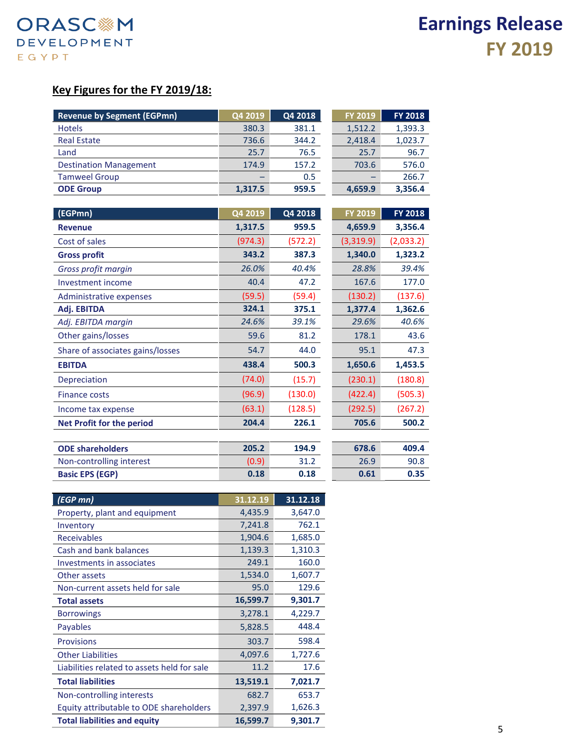## Key Figures for the FY 2019/18:

| Revenue by Segment (EGPmn) | Q4 2019 | Q4 2018 | FY 2019 | FY 2018 |
|---|---|---|---|---|
| Hotels | 380.3 | 381.1 | 1,512.2 | 1,393.3 |
| Real Estate | 736.6 | 344.2 | 2,418.4 | 1,023.7 |
| Land | 25.7 | 76.5 | 25.7 | 96.7 |
| Destination Management | 174.9 | 157.2 | 703.6 | 576.0 |
| Tamweel Group | – | 0.5 | – | 266.7 |
| **ODE Group** | **1,317.5** | **959.5** | **4,659.9** | **3,356.4** |

| (EGPmn) | Q4 2019 | Q4 2018 | FY 2019 | FY 2018 |
|---|---|---|---|---|
| **Revenue** | **1,317.5** | **959.5** | **4,659.9** | **3,356.4** |
| Cost of sales | (974.3) | (572.2) | (3,319.9) | (2,033.2) |
| **Gross profit** | **343.2** | **387.3** | **1,340.0** | **1,323.2** |
| *Gross profit margin* | *26.0%* | *40.4%* | *28.8%* | *39.4%* |
| Investment income | 40.4 | 47.2 | 167.6 | 177.0 |
| Administrative expenses | (59.5) | (59.4) | (130.2) | (137.6) |
| **Adj. EBITDA** | **324.1** | **375.1** | **1,377.4** | **1,362.6** |
| *Adj. EBITDA margin* | *24.6%* | *39.1%* | *29.6%* | *40.6%* |
| Other gains/losses | 59.6 | 81.2 | 178.1 | 43.6 |
| Share of associates gains/losses | 54.7 | 44.0 | 95.1 | 47.3 |
| **EBITDA** | **438.4** | **500.3** | **1,650.6** | **1,453.5** |
| Depreciation | (74.0) | (15.7) | (230.1) | (180.8) |
| Finance costs | (96.9) | (130.0) | (422.4) | (505.3) |
| Income tax expense | (63.1) | (128.5) | (292.5) | (267.2) |
| **Net Profit for the period** | **204.4** | **226.1** | **705.6** | **500.2** |
| | | | | |
| **ODE shareholders** | **205.2** | **194.9** | **678.6** | **409.4** |
| Non-controlling interest | (0.9) | 31.2 | 26.9 | 90.8 |
| **Basic EPS (EGP)** | **0.18** | **0.18** | **0.61** | **0.35** |

| *(EGP mn)* | 31.12.19 | 31.12.18 |
|---|---|---|
| Property, plant and equipment | 4,435.9 | 3,647.0 |
| Inventory | 7,241.8 | 762.1 |
| Receivables | 1,904.6 | 1,685.0 |
| Cash and bank balances | 1,139.3 | 1,310.3 |
| Investments in associates | 249.1 | 160.0 |
| Other assets | 1,534.0 | 1,607.7 |
| Non-current assets held for sale | 95.0 | 129.6 |
| **Total assets** | **16,599.7** | **9,301.7** |
| Borrowings | 3,278.1 | 4,229.7 |
| Payables | 5,828.5 | 448.4 |
| Provisions | 303.7 | 598.4 |
| Other Liabilities | 4,097.6 | 1,727.6 |
| Liabilities related to assets held for sale | 11.2 | 17.6 |
| **Total liabilities** | **13,519.1** | **7,021.7** |
| Non-controlling interests | 682.7 | 653.7 |
| Equity attributable to ODE shareholders | 2,397.9 | 1,626.3 |
| **Total liabilities and equity** | **16,599.7** | **9,301.7** |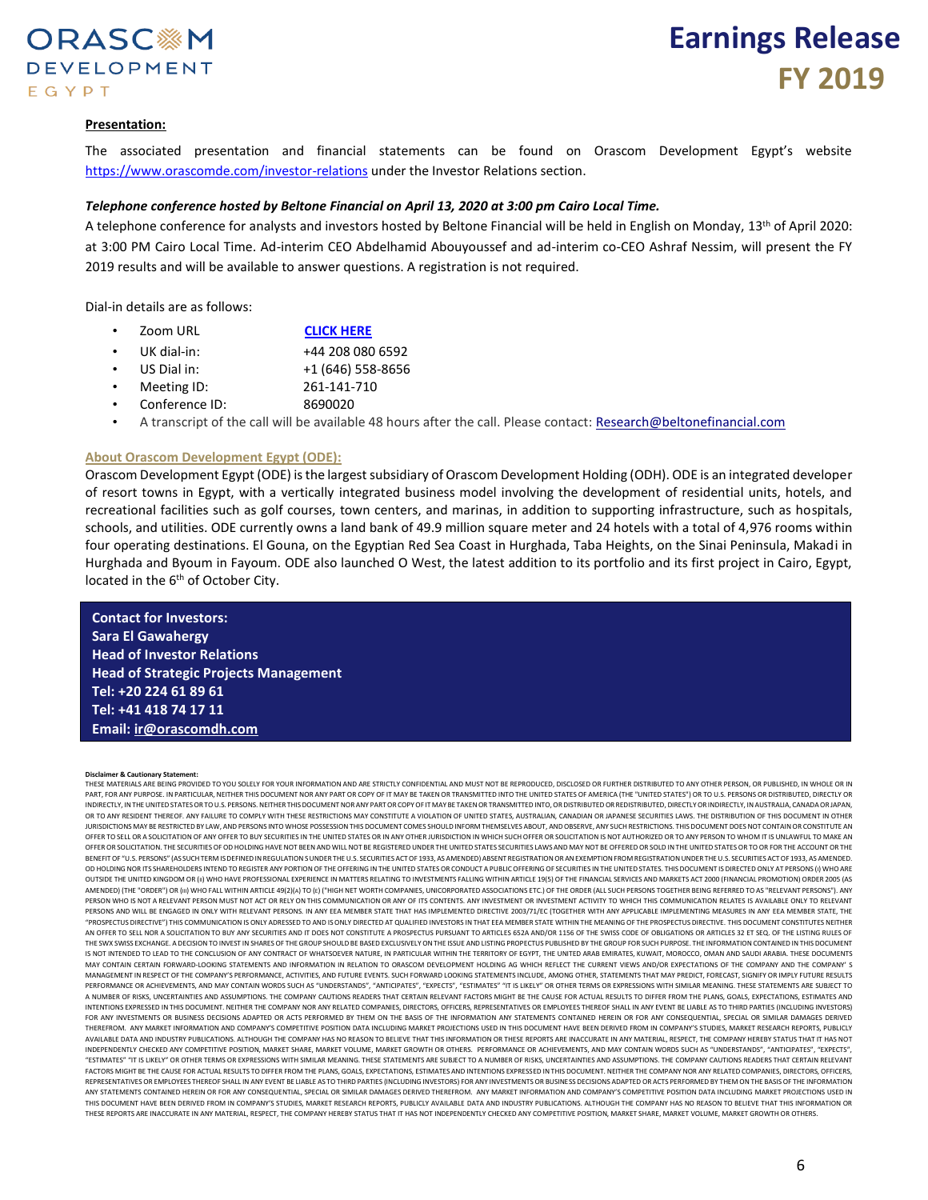**Presentation:**

The associated presentation and financial statements can be found on Orascom Development Egypt's website https://www.orascomde.com/investor-relations under the Investor Relations section.

***Telephone conference hosted by Beltone Financial on April 13, 2020 at 3:00 pm Cairo Local Time.***

A telephone conference for analysts and investors hosted by Beltone Financial will be held in English on Monday, 13th of April 2020: at 3:00 PM Cairo Local Time. Ad-interim CEO Abdelhamid Abouyoussef and ad-interim co-CEO Ashraf Nessim, will present the FY 2019 results and will be available to answer questions. A registration is not required.

Dial-in details are as follows:

- Zoom URL — **CLICK HERE**
- UK dial-in: +44 208 080 6592
- US Dial in: +1 (646) 558-8656
- Meeting ID: 261-141-710
- Conference ID: 8690020
- A transcript of the call will be available 48 hours after the call. Please contact: Research@beltonefinancial.com

**About Orascom Development Egypt (ODE):**

Orascom Development Egypt (ODE) is the largest subsidiary of Orascom Development Holding (ODH). ODE is an integrated developer of resort towns in Egypt, with a vertically integrated business model involving the development of residential units, hotels, and recreational facilities such as golf courses, town centers, and marinas, in addition to supporting infrastructure, such as hospitals, schools, and utilities. ODE currently owns a land bank of 49.9 million square meter and 24 hotels with a total of 4,976 rooms within four operating destinations. El Gouna, on the Egyptian Red Sea Coast in Hurghada, Taba Heights, on the Sinai Peninsula, Makadi in Hurghada and Byoum in Fayoum. ODE also launched O West, the latest addition to its portfolio and its first project in Cairo, Egypt, located in the 6th of October City.

**Contact for Investors:**
**Sara El Gawahergy**
**Head of Investor Relations**
**Head of Strategic Projects Management**
**Tel: +20 224 61 89 61**
**Tel: +41 418 74 17 11**
**Email: ir@orascomdh.com**

**Disclaimer & Cautionary Statement:**

THESE MATERIALS ARE BEING PROVIDED TO YOU SOLELY FOR YOUR INFORMATION AND ARE STRICTLY CONFIDENTIAL AND MUST NOT BE REPRODUCED, DISCLOSED OR FURTHER DISTRIBUTED TO ANY OTHER PERSON, OR PUBLISHED, IN WHOLE OR IN PART, FOR ANY PURPOSE. IN PARTICULAR, NEITHER THIS DOCUMENT NOR ANY PART OR COPY OF IT MAY BE TAKEN OR TRANSMITTED INTO THE UNITED STATES OF AMERICA (THE "UNITED STATES") OR TO U.S. PERSONS OR DISTRIBUTED, DIRECTLY OR INDIRECTLY, IN THE UNITED STATES OR TO U.S. PERSONS. NEITHER THIS DOCUMENT NOR ANY PART OR COPY OF IT MAY BE TAKEN OR TRANSMITTED INTO, OR DISTRIBUTED OR REDISTRIBUTED, DIRECTLY OR INDIRECTLY, IN AUSTRALIA, CANADA OR JAPAN, OR TO ANY RESIDENT THEREOF. ANY FAILURE TO COMPLY WITH THESE RESTRICTIONS MAY CONSTITUTE A VIOLATION OF UNITED STATES, AUSTRALIAN, CANADIAN OR JAPANESE SECURITIES LAWS. THE DISTRIBUTION OF THIS DOCUMENT IN OTHER JURISDICTIONS MAY BE RESTRICTED BY LAW, AND PERSONS INTO WHOSE POSSESSION THIS DOCUMENT COMES SHOULD INFORM THEMSELVES ABOUT, AND OBSERVE, ANY SUCH RESTRICTIONS. THIS DOCUMENT DOES NOT CONTAIN OR CONSTITUTE AN OFFER TO SELL OR A SOLICITATION OF ANY OFFER TO BUY SECURITIES IN THE UNITED STATES OR IN ANY OTHER JURISDICTION IN WHICH SUCH OFFER OR SOLICITATION IS NOT AUTHORIZED OR TO ANY PERSON TO WHOM IT IS UNLAWFUL TO MAKE AN OFFER OR SOLICITATION. THE SECURITIES OF OD HOLDING HAVE NOT BEEN AND WILL NOT BE REGISTERED UNDER THE UNITED STATES SECURITIES LAWS AND MAY NOT BE OFFERED OR SOLD IN THE UNITED STATES OR TO OR FOR THE ACCOUNT OR THE BENEFIT OF "U.S. PERSONS" (AS SUCH TERM IS DEFINED IN REGULATION S UNDER THE U.S. SECURITIES ACT OF 1933, AS AMENDED) ABSENT REGISTRATION OR AN EXEMPTION FROM REGISTRATION UNDER THE U.S. SECURITIES ACT OF 1933, AS AMENDED. OD HOLDING NOR ITS SHAREHOLDERS INTEND TO REGISTER ANY PORTION OF THE OFFERING IN THE UNITED STATES OR CONDUCT A PUBLIC OFFERING OF SECURITIES IN THE UNITED STATES. THIS DOCUMENT IS DIRECTED ONLY AT PERSONS (I) WHO ARE OUTSIDE THE UNITED KINGDOM OR (II) WHO HAVE PROFESSIONAL EXPERIENCE IN MATTERS RELATING TO INVESTMENTS FALLING WITHIN ARTICLE 19(5) OF THE FINANCIAL SERVICES AND MARKETS ACT 2000 (FINANCIAL PROMOTION) ORDER 2005 (AS AMENDED) (THE "ORDER") OR (III) WHO FALL WITHIN ARTICLE 49(2)(A) TO (E) ("HIGH NET WORTH COMPANIES, UNICORPORATED ASSOCIATIONS ETC.) OF THE ORDER (ALL SUCH PERSONS TOGETHER BEING REFERRED TO AS "RELEVANT PERSONS"). ANY PERSON WHO IS NOT A RELEVANT PERSON MUST NOT ACT OR RELY ON THIS COMMUNICATION OR ANY OF ITS CONTENTS. ANY INVESTMENT OR INVESTMENT ACTIVITY TO WHICH THIS COMMUNICATION RELATES IS AVAILABLE ONLY TO RELEVANT PERSONS AND WILL BE ENGAGED IN ONLY WITH RELEVANT PERSONS. IN ANY EEA MEMBER STATE THAT HAS IMPLEMENTED DIRECTIVE 2003/71/EC (TOGETHER WITH ANY APPLICABLE IMPLEMENTING MEASURES IN ANY EEA MEMBER STATE, THE "PROSPECTUS DIRECTIVE") THIS COMMUNICATION IS ONLY ADRESSED TO AND IS ONLY DIRECTED AT QUALIFIED INVESTORS IN THAT EEA MEMBER STATE WITHIN THE MEANING OF THE PROSPECTUS DIRECTIVE. THIS DOCUMENT CONSTITUTES NEITHER AN OFFER TO SELL NOR A SOLICITATION TO BUY ANY SECURITIES AND IT DOES NOT CONSTITUTE A PROSPECTUS PURSUANT TO ARTICLES 652A AND/OR 1156 OF THE SWISS CODE OF OBLIGATIONS OR ARTICLES 32 ET SEQ. OF THE LISTING RULES OF THE SWX SWISS EXCHANGE. A DECISION TO INVEST IN SHARES OF THE GROUP SHOULD BE BASED EXCLUSIVELY ON THE ISSUE AND LISTING PROSPECTUS PUBLISHED BY THE GROUP FOR SUCH PURPOSE. THE INFORMATION CONTAINED IN THIS DOCUMENT IS NOT INTENDED TO LEAD TO THE CONCLUSION OF ANY CONTRACT OF WHATSOEVER NATURE, IN PARTICULAR WITHIN THE TERRITORY OF EGYPT, THE UNITED ARAB EMIRATES, KUWAIT, MOROCCO, OMAN AND SAUDI ARABIA. THESE DOCUMENTS MAY CONTAIN CERTAIN FORWARD-LOOKING STATEMENTS AND INFORMATION IN RELATION TO ORASCOM DEVELOPMENT HOLDING AG WHICH REFLECT THE CURRENT VIEWS AND/OR EXPECTATIONS OF THE COMPANY AND THE COMPANY' S MANAGEMENT IN RESPECT OF THE COMPANY'S PERFORMANCE, ACTIVITIES, AND FUTURE EVENTS. SUCH FORWARD LOOKING STATEMENTS INCLUDE, AMONG OTHER, STATEMENTS THAT MAY PREDICT, FORECAST, SIGNIFY OR IMPLY FUTURE RESULTS PERFORMANCE OR ACHIEVEMENTS, AND MAY CONTAIN WORDS SUCH AS "UNDERSTANDS", "ANTICIPATES", "EXPECTS", "ESTIMATES" "IT IS LIKELY" OR OTHER TERMS OR EXPRESSIONS WITH SIMILAR MEANING. THESE STATEMENTS ARE SUBJECT TO A NUMBER OF RISKS, UNCERTAINTIES AND ASSUMPTIONS. THE COMPANY CAUTIONS READERS THAT CERTAIN RELEVANT FACTORS MIGHT BE THE CAUSE FOR ACTUAL RESULTS TO DIFFER FROM THE PLANS, GOALS, EXPECTATIONS, ESTIMATES AND INTENTIONS EXPRESSED IN THIS DOCUMENT. NEITHER THE COMPANY NOR ANY RELATED COMPANIES, DIRECTORS, OFFICERS, REPRESENTATIVES OR EMPLOYEES THEREOF SHALL IN ANY EVENT BE LIABLE AS TO THIRD PARTIES (INCLUDING INVESTORS) FOR ANY INVESTMENTS OR BUSINESS DECISIONS ADAPTED OR ACTS PERFORMED BY THEM ON THE BASIS OF THE INFORMATION ANY STATEMENTS CONTAINED HEREIN OR FOR ANY CONSEQUENTIAL, SPECIAL OR SIMILAR DAMAGES DERIVED THEREFROM. ANY MARKET INFORMATION AND COMPANY'S COMPETITIVE POSITION DATA INCLUDING MARKET PROJECTIONS USED IN THIS DOCUMENT HAVE BEEN DERIVED FROM IN COMPANY'S STUDIES, MARKET RESEARCH REPORTS, PUBLICLY AVAILABLE DATA AND INDUSTRY PUBLICATIONS. ALTHOUGH THE COMPANY HAS NO REASON TO BELIEVE THAT THIS INFORMATION OR THESE REPORTS ARE INACCURATE IN ANY MATERIAL, RESPECT, THE COMPANY HEREBY STATUS THAT IT HAS NOT INDEPENDENTLY CHECKED ANY COMPETITIVE POSITION, MARKET SHARE, MARKET VOLUME, MARKET GROWTH OR OTHERS. PERFORMANCE OR ACHIEVEMENTS, AND MAY CONTAIN WORDS SUCH AS "UNDERSTANDS", "ANTICIPATES", "EXPECTS", "ESTIMATES" "IT IS LIKELY" OR OTHER TERMS OR EXPRESSIONS WITH SIMILAR MEANING. THESE STATEMENTS ARE SUBJECT TO A NUMBER OF RISKS, UNCERTAINTIES AND ASSUMPTIONS. THE COMPANY CAUTIONS READERS THAT CERTAIN RELEVANT FACTORS MIGHT BE THE CAUSE FOR ACTUAL RESULTS TO DIFFER FROM THE PLANS, GOALS, EXPECTATIONS, ESTIMATES AND INTENTIONS EXPRESSED IN THIS DOCUMENT. NEITHER THE COMPANY NOR ANY RELATED COMPANIES, DIRECTORS, OFFICERS, REPRESENTATIVES OR EMPLOYEES THEREOF SHALL IN ANY EVENT BE LIABLE AS TO THIRD PARTIES (INCLUDING INVESTORS) FOR ANY INVESTMENTS OR BUSINESS DECISIONS ADAPTED OR ACTS PERFORMED BY THEM ON THE BASIS OF THE INFORMATION ANY STATEMENTS CONTAINED HEREIN OR FOR ANY CONSEQUENTIAL, SPECIAL OR SIMILAR DAMAGES DERIVED THEREFROM. ANY MARKET INFORMATION AND COMPANY'S COMPETITIVE POSITION DATA INCLUDING MARKET PROJECTIONS USED IN THIS DOCUMENT HAVE BEEN DERIVED FROM IN COMPANY'S STUDIES, MARKET RESEARCH REPORTS, PUBLICLY AVAILABLE DATA AND INDUSTRY PUBLICATIONS. ALTHOUGH THE COMPANY HAS NO REASON TO BELIEVE THAT THIS INFORMATION OR THESE REPORTS ARE INACCURATE IN ANY MATERIAL, RESPECT, THE COMPANY HEREBY STATUS THAT IT HAS NOT INDEPENDENTLY CHECKED ANY COMPETITIVE POSITION, MARKET SHARE, MARKET VOLUME, MARKET GROWTH OR OTHERS.